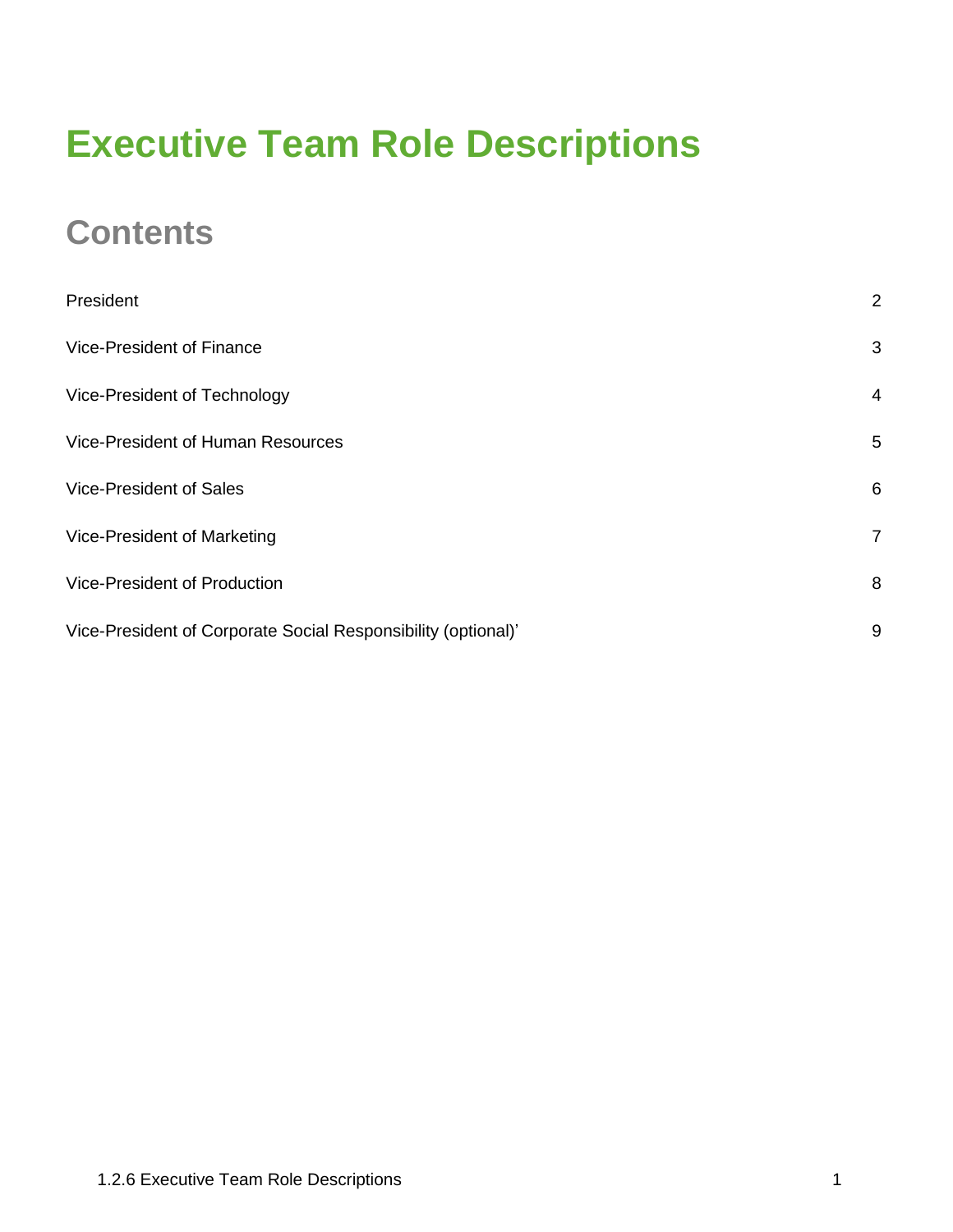# Executive Team Role Descriptions

## Contents

| | |
|---|---|
| President | 2 |
| Vice-President of Finance | 3 |
| Vice-President of Technology | 4 |
| Vice-President of Human Resources | 5 |
| Vice-President of Sales | 6 |
| Vice-President of Marketing | 7 |
| Vice-President of Production | 8 |
| Vice-President of Corporate Social Responsibility (optional)' | 9 |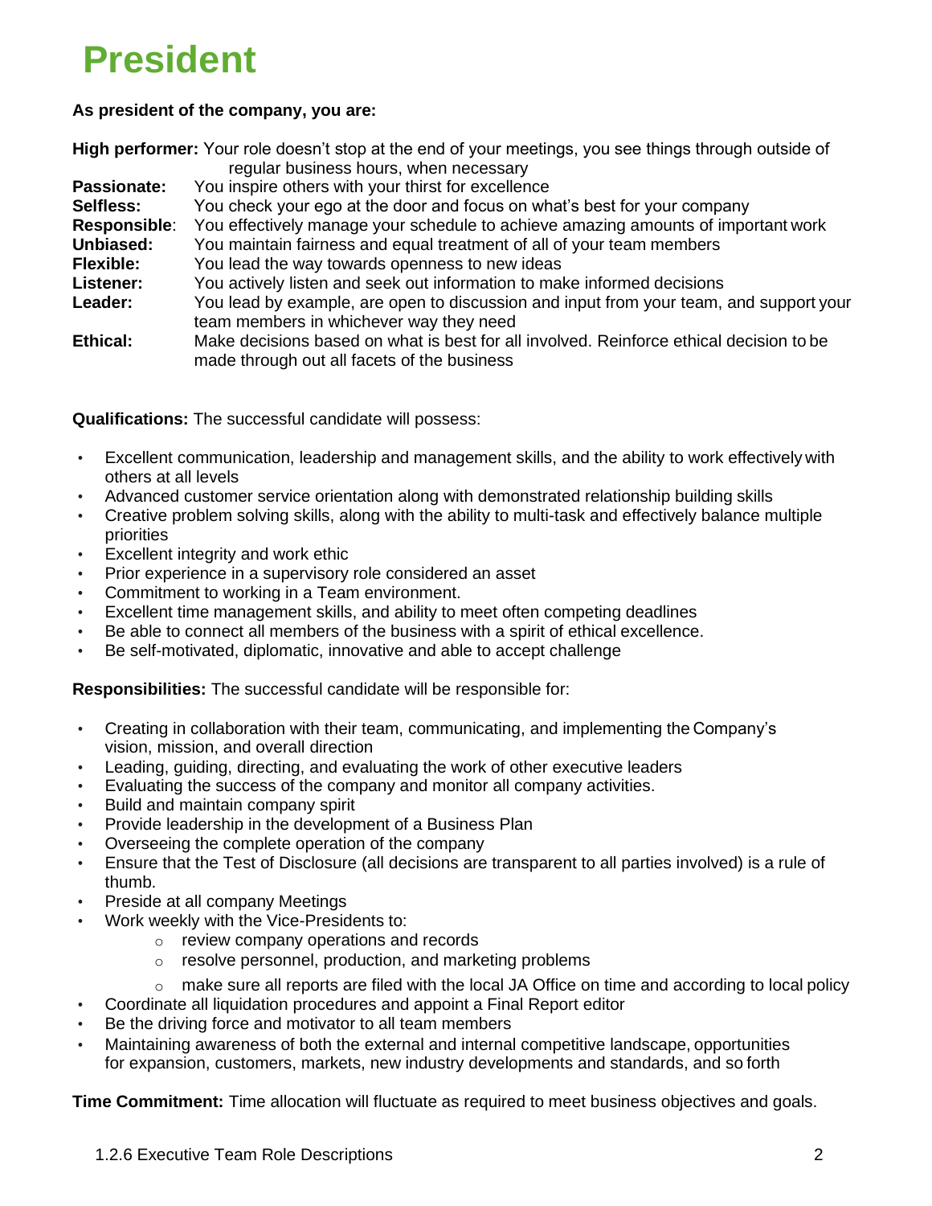# President

**As president of the company, you are:**

**High performer:** Your role doesn't stop at the end of your meetings, you see things through outside of regular business hours, when necessary

**Passionate:** You inspire others with your thirst for excellence

**Selfless:** You check your ego at the door and focus on what's best for your company

**Responsible**: You effectively manage your schedule to achieve amazing amounts of important work

**Unbiased:** You maintain fairness and equal treatment of all of your team members

**Flexible:** You lead the way towards openness to new ideas

**Listener:** You actively listen and seek out information to make informed decisions

**Leader:** You lead by example, are open to discussion and input from your team, and support your team members in whichever way they need

**Ethical:** Make decisions based on what is best for all involved. Reinforce ethical decision to be made through out all facets of the business

**Qualifications:** The successful candidate will possess:

- Excellent communication, leadership and management skills, and the ability to work effectively with others at all levels
- Advanced customer service orientation along with demonstrated relationship building skills
- Creative problem solving skills, along with the ability to multi-task and effectively balance multiple priorities
- Excellent integrity and work ethic
- Prior experience in a supervisory role considered an asset
- Commitment to working in a Team environment.
- Excellent time management skills, and ability to meet often competing deadlines
- Be able to connect all members of the business with a spirit of ethical excellence.
- Be self-motivated, diplomatic, innovative and able to accept challenge

**Responsibilities:** The successful candidate will be responsible for:

- Creating in collaboration with their team, communicating, and implementing the Company's vision, mission, and overall direction
- Leading, guiding, directing, and evaluating the work of other executive leaders
- Evaluating the success of the company and monitor all company activities.
- Build and maintain company spirit
- Provide leadership in the development of a Business Plan
- Overseeing the complete operation of the company
- Ensure that the Test of Disclosure (all decisions are transparent to all parties involved) is a rule of thumb.
- Preside at all company Meetings
- Work weekly with the Vice-Presidents to:
  - review company operations and records
  - resolve personnel, production, and marketing problems
  - make sure all reports are filed with the local JA Office on time and according to local policy
- Coordinate all liquidation procedures and appoint a Final Report editor
- Be the driving force and motivator to all team members
- Maintaining awareness of both the external and internal competitive landscape, opportunities for expansion, customers, markets, new industry developments and standards, and so forth

**Time Commitment:** Time allocation will fluctuate as required to meet business objectives and goals.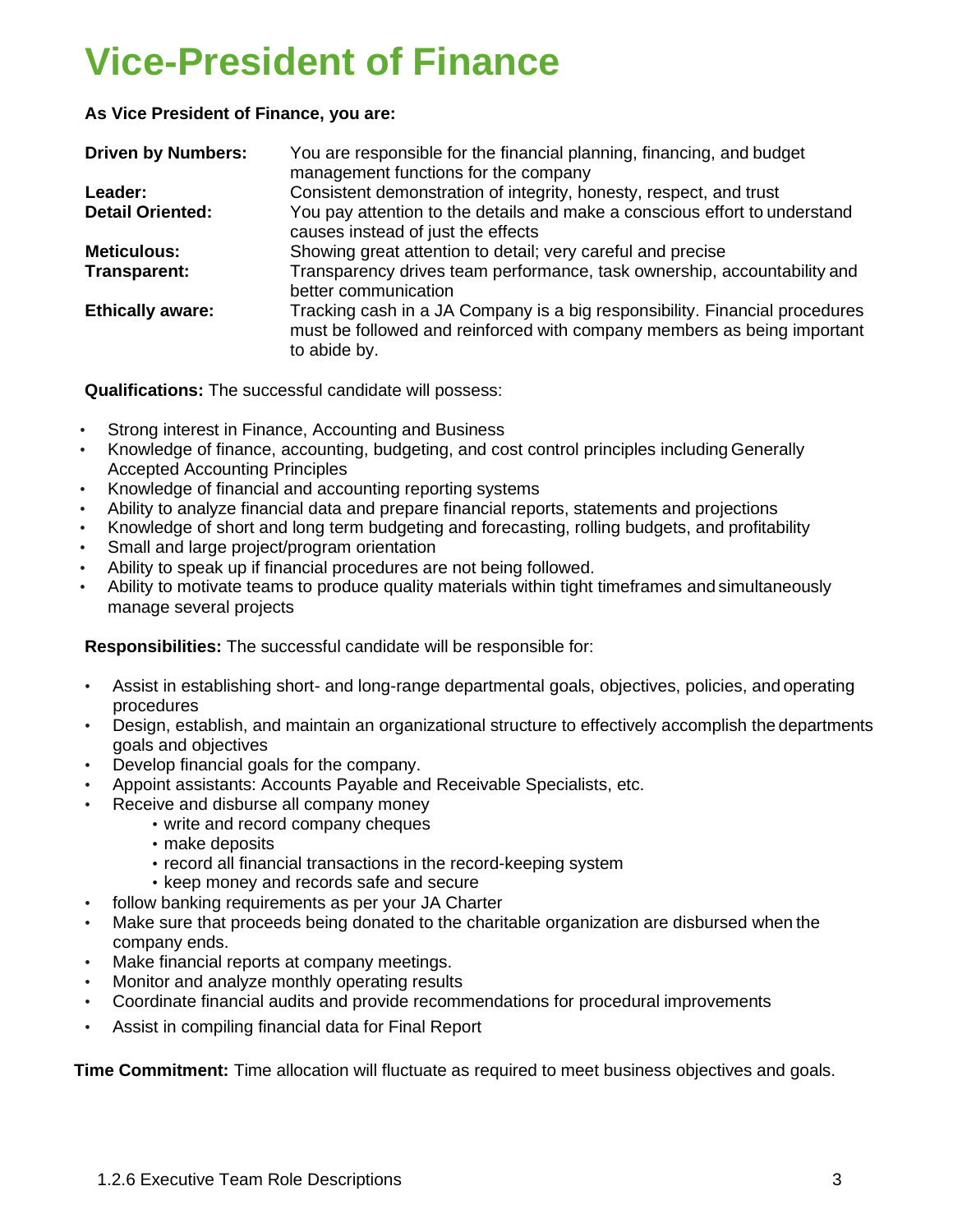# Vice-President of Finance

**As Vice President of Finance, you are:**

| | |
|---|---|
| **Driven by Numbers:** | You are responsible for the financial planning, financing, and budget management functions for the company |
| **Leader:** | Consistent demonstration of integrity, honesty, respect, and trust |
| **Detail Oriented:** | You pay attention to the details and make a conscious effort to understand causes instead of just the effects |
| **Meticulous:** | Showing great attention to detail; very careful and precise |
| **Transparent:** | Transparency drives team performance, task ownership, accountability and better communication |
| **Ethically aware:** | Tracking cash in a JA Company is a big responsibility. Financial procedures must be followed and reinforced with company members as being important to abide by. |

**Qualifications:** The successful candidate will possess:

- Strong interest in Finance, Accounting and Business
- Knowledge of finance, accounting, budgeting, and cost control principles including Generally Accepted Accounting Principles
- Knowledge of financial and accounting reporting systems
- Ability to analyze financial data and prepare financial reports, statements and projections
- Knowledge of short and long term budgeting and forecasting, rolling budgets, and profitability
- Small and large project/program orientation
- Ability to speak up if financial procedures are not being followed.
- Ability to motivate teams to produce quality materials within tight timeframes and simultaneously manage several projects

**Responsibilities:** The successful candidate will be responsible for:

- Assist in establishing short- and long-range departmental goals, objectives, policies, and operating procedures
- Design, establish, and maintain an organizational structure to effectively accomplish the departments goals and objectives
- Develop financial goals for the company.
- Appoint assistants: Accounts Payable and Receivable Specialists, etc.
- Receive and disburse all company money
  - write and record company cheques
  - make deposits
  - record all financial transactions in the record-keeping system
  - keep money and records safe and secure
- follow banking requirements as per your JA Charter
- Make sure that proceeds being donated to the charitable organization are disbursed when the company ends.
- Make financial reports at company meetings.
- Monitor and analyze monthly operating results
- Coordinate financial audits and provide recommendations for procedural improvements
- Assist in compiling financial data for Final Report

**Time Commitment:** Time allocation will fluctuate as required to meet business objectives and goals.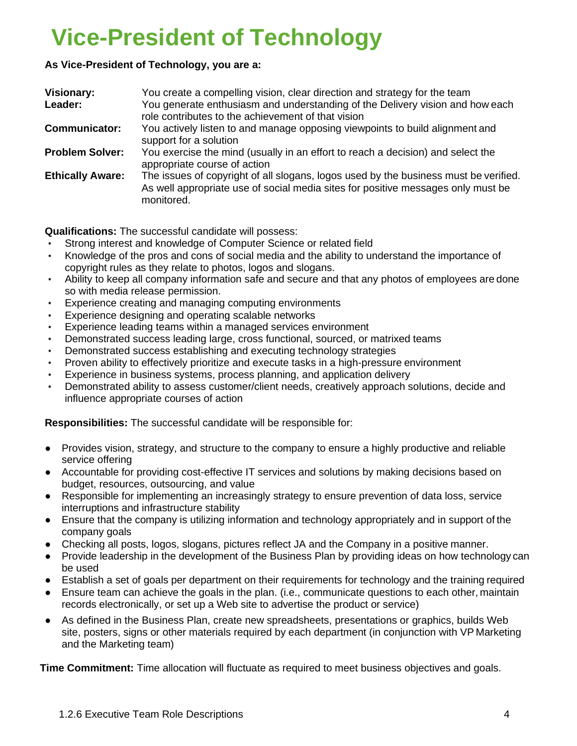# Vice-President of Technology

**As Vice-President of Technology, you are a:**

| | |
|---|---|
| **Visionary:** | You create a compelling vision, clear direction and strategy for the team |
| **Leader:** | You generate enthusiasm and understanding of the Delivery vision and how each role contributes to the achievement of that vision |
| **Communicator:** | You actively listen to and manage opposing viewpoints to build alignment and support for a solution |
| **Problem Solver:** | You exercise the mind (usually in an effort to reach a decision) and select the appropriate course of action |
| **Ethically Aware:** | The issues of copyright of all slogans, logos used by the business must be verified. As well appropriate use of social media sites for positive messages only must be monitored. |

**Qualifications:** The successful candidate will possess:

- Strong interest and knowledge of Computer Science or related field
- Knowledge of the pros and cons of social media and the ability to understand the importance of copyright rules as they relate to photos, logos and slogans.
- Ability to keep all company information safe and secure and that any photos of employees are done so with media release permission.
- Experience creating and managing computing environments
- Experience designing and operating scalable networks
- Experience leading teams within a managed services environment
- Demonstrated success leading large, cross functional, sourced, or matrixed teams
- Demonstrated success establishing and executing technology strategies
- Proven ability to effectively prioritize and execute tasks in a high-pressure environment
- Experience in business systems, process planning, and application delivery
- Demonstrated ability to assess customer/client needs, creatively approach solutions, decide and influence appropriate courses of action

**Responsibilities:** The successful candidate will be responsible for:

- Provides vision, strategy, and structure to the company to ensure a highly productive and reliable service offering
- Accountable for providing cost-effective IT services and solutions by making decisions based on budget, resources, outsourcing, and value
- Responsible for implementing an increasingly strategy to ensure prevention of data loss, service interruptions and infrastructure stability
- Ensure that the company is utilizing information and technology appropriately and in support of the company goals
- Checking all posts, logos, slogans, pictures reflect JA and the Company in a positive manner.
- Provide leadership in the development of the Business Plan by providing ideas on how technology can be used
- Establish a set of goals per department on their requirements for technology and the training required
- Ensure team can achieve the goals in the plan. (i.e., communicate questions to each other, maintain records electronically, or set up a Web site to advertise the product or service)
- As defined in the Business Plan, create new spreadsheets, presentations or graphics, builds Web site, posters, signs or other materials required by each department (in conjunction with VP Marketing and the Marketing team)

**Time Commitment:** Time allocation will fluctuate as required to meet business objectives and goals.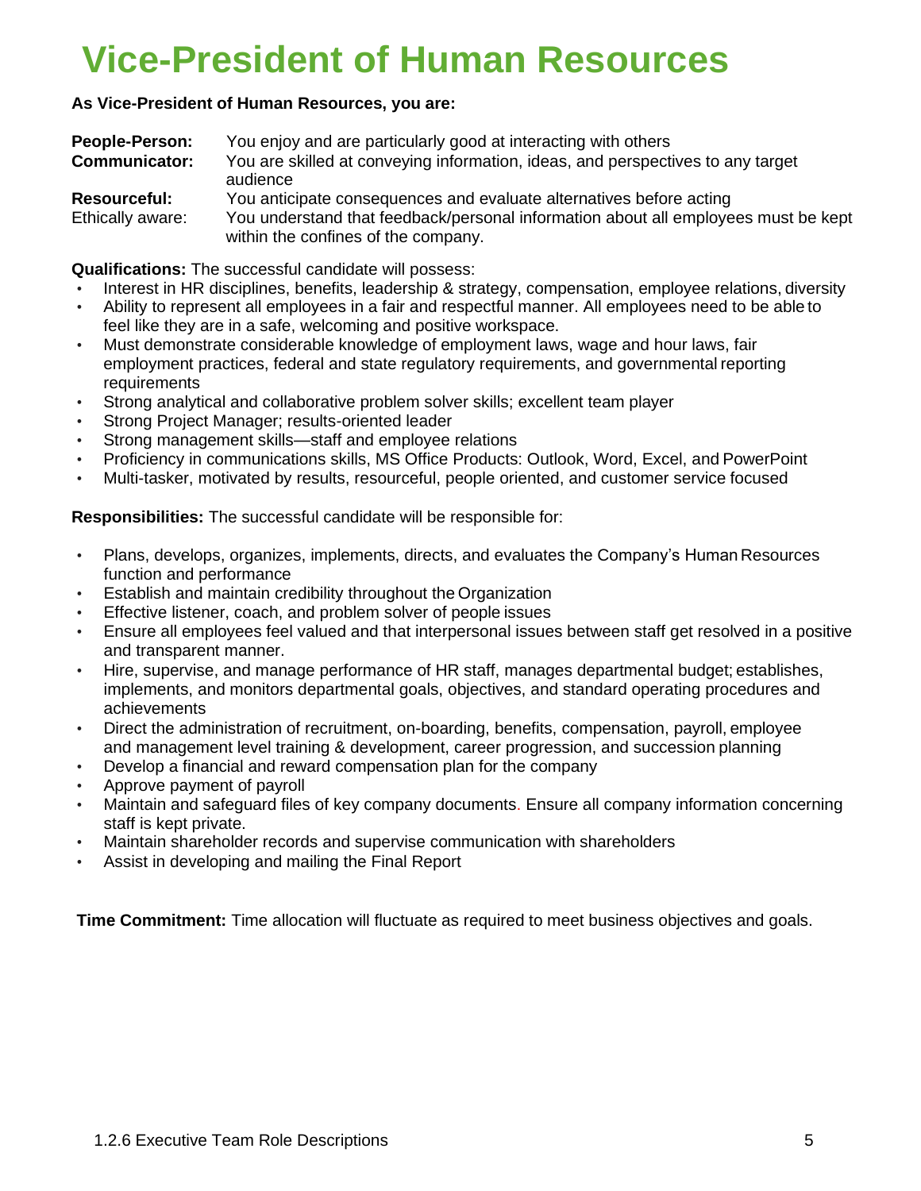# Vice-President of Human Resources

**As Vice-President of Human Resources, you are:**

| | |
|---|---|
| **People-Person:** | You enjoy and are particularly good at interacting with others |
| **Communicator:** | You are skilled at conveying information, ideas, and perspectives to any target audience |
| **Resourceful:** | You anticipate consequences and evaluate alternatives before acting |
| Ethically aware: | You understand that feedback/personal information about all employees must be kept within the confines of the company. |

**Qualifications:** The successful candidate will possess:

- Interest in HR disciplines, benefits, leadership & strategy, compensation, employee relations, diversity
- Ability to represent all employees in a fair and respectful manner. All employees need to be able to feel like they are in a safe, welcoming and positive workspace.
- Must demonstrate considerable knowledge of employment laws, wage and hour laws, fair employment practices, federal and state regulatory requirements, and governmental reporting requirements
- Strong analytical and collaborative problem solver skills; excellent team player
- Strong Project Manager; results-oriented leader
- Strong management skills—staff and employee relations
- Proficiency in communications skills, MS Office Products: Outlook, Word, Excel, and PowerPoint
- Multi-tasker, motivated by results, resourceful, people oriented, and customer service focused

**Responsibilities:** The successful candidate will be responsible for:

- Plans, develops, organizes, implements, directs, and evaluates the Company's Human Resources function and performance
- Establish and maintain credibility throughout the Organization
- Effective listener, coach, and problem solver of people issues
- Ensure all employees feel valued and that interpersonal issues between staff get resolved in a positive and transparent manner.
- Hire, supervise, and manage performance of HR staff, manages departmental budget; establishes, implements, and monitors departmental goals, objectives, and standard operating procedures and achievements
- Direct the administration of recruitment, on-boarding, benefits, compensation, payroll, employee and management level training & development, career progression, and succession planning
- Develop a financial and reward compensation plan for the company
- Approve payment of payroll
- Maintain and safeguard files of key company documents. Ensure all company information concerning staff is kept private.
- Maintain shareholder records and supervise communication with shareholders
- Assist in developing and mailing the Final Report

**Time Commitment:** Time allocation will fluctuate as required to meet business objectives and goals.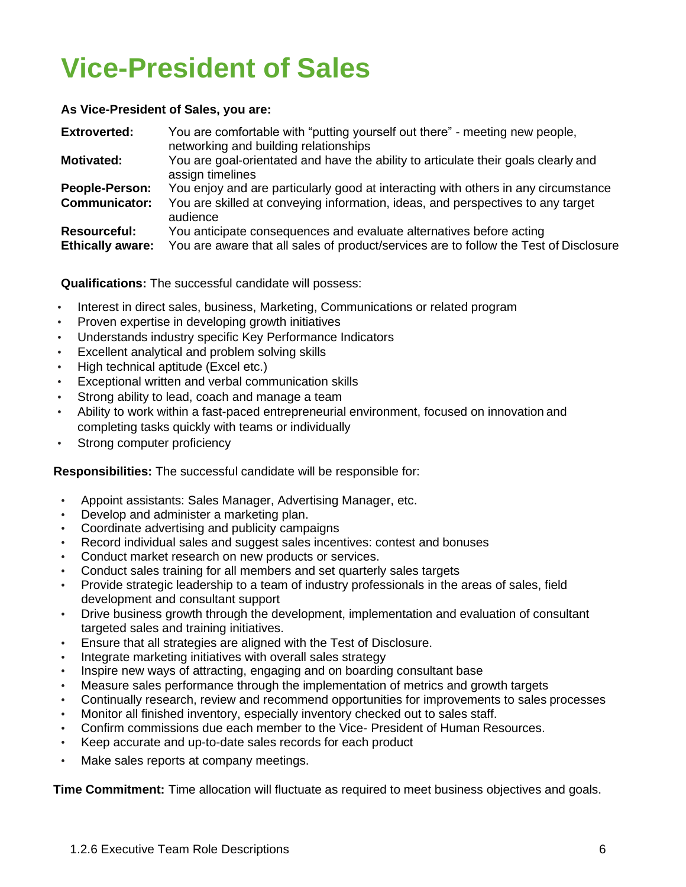# Vice-President of Sales

**As Vice-President of Sales, you are:**

| | |
|---|---|
| **Extroverted:** | You are comfortable with "putting yourself out there" - meeting new people, networking and building relationships |
| **Motivated:** | You are goal-orientated and have the ability to articulate their goals clearly and assign timelines |
| **People-Person:** | You enjoy and are particularly good at interacting with others in any circumstance |
| **Communicator:** | You are skilled at conveying information, ideas, and perspectives to any target audience |
| **Resourceful:** | You anticipate consequences and evaluate alternatives before acting |
| **Ethically aware:** | You are aware that all sales of product/services are to follow the Test of Disclosure |

**Qualifications:** The successful candidate will possess:

- Interest in direct sales, business, Marketing, Communications or related program
- Proven expertise in developing growth initiatives
- Understands industry specific Key Performance Indicators
- Excellent analytical and problem solving skills
- High technical aptitude (Excel etc.)
- Exceptional written and verbal communication skills
- Strong ability to lead, coach and manage a team
- Ability to work within a fast-paced entrepreneurial environment, focused on innovation and completing tasks quickly with teams or individually
- Strong computer proficiency

**Responsibilities:** The successful candidate will be responsible for:

- Appoint assistants: Sales Manager, Advertising Manager, etc.
- Develop and administer a marketing plan.
- Coordinate advertising and publicity campaigns
- Record individual sales and suggest sales incentives: contest and bonuses
- Conduct market research on new products or services.
- Conduct sales training for all members and set quarterly sales targets
- Provide strategic leadership to a team of industry professionals in the areas of sales, field development and consultant support
- Drive business growth through the development, implementation and evaluation of consultant targeted sales and training initiatives.
- Ensure that all strategies are aligned with the Test of Disclosure.
- Integrate marketing initiatives with overall sales strategy
- Inspire new ways of attracting, engaging and on boarding consultant base
- Measure sales performance through the implementation of metrics and growth targets
- Continually research, review and recommend opportunities for improvements to sales processes
- Monitor all finished inventory, especially inventory checked out to sales staff.
- Confirm commissions due each member to the Vice- President of Human Resources.
- Keep accurate and up-to-date sales records for each product
- Make sales reports at company meetings.

**Time Commitment:** Time allocation will fluctuate as required to meet business objectives and goals.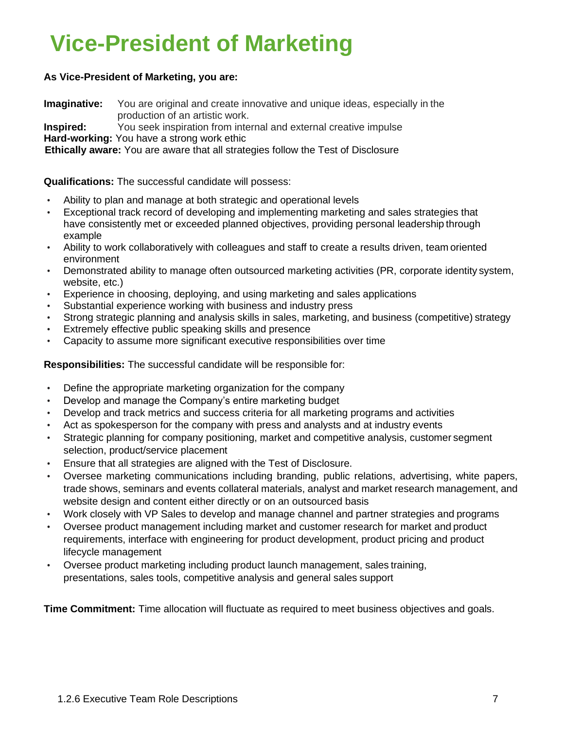# Vice-President of Marketing

**As Vice-President of Marketing, you are:**

**Imaginative:** You are original and create innovative and unique ideas, especially in the production of an artistic work.
**Inspired:** You seek inspiration from internal and external creative impulse
**Hard-working:** You have a strong work ethic
**Ethically aware:** You are aware that all strategies follow the Test of Disclosure

**Qualifications:** The successful candidate will possess:

- Ability to plan and manage at both strategic and operational levels
- Exceptional track record of developing and implementing marketing and sales strategies that have consistently met or exceeded planned objectives, providing personal leadership through example
- Ability to work collaboratively with colleagues and staff to create a results driven, team oriented environment
- Demonstrated ability to manage often outsourced marketing activities (PR, corporate identity system, website, etc.)
- Experience in choosing, deploying, and using marketing and sales applications
- Substantial experience working with business and industry press
- Strong strategic planning and analysis skills in sales, marketing, and business (competitive) strategy
- Extremely effective public speaking skills and presence
- Capacity to assume more significant executive responsibilities over time

**Responsibilities:** The successful candidate will be responsible for:

- Define the appropriate marketing organization for the company
- Develop and manage the Company's entire marketing budget
- Develop and track metrics and success criteria for all marketing programs and activities
- Act as spokesperson for the company with press and analysts and at industry events
- Strategic planning for company positioning, market and competitive analysis, customer segment selection, product/service placement
- Ensure that all strategies are aligned with the Test of Disclosure.
- Oversee marketing communications including branding, public relations, advertising, white papers, trade shows, seminars and events collateral materials, analyst and market research management, and website design and content either directly or on an outsourced basis
- Work closely with VP Sales to develop and manage channel and partner strategies and programs
- Oversee product management including market and customer research for market and product requirements, interface with engineering for product development, product pricing and product lifecycle management
- Oversee product marketing including product launch management, sales training, presentations, sales tools, competitive analysis and general sales support

**Time Commitment:** Time allocation will fluctuate as required to meet business objectives and goals.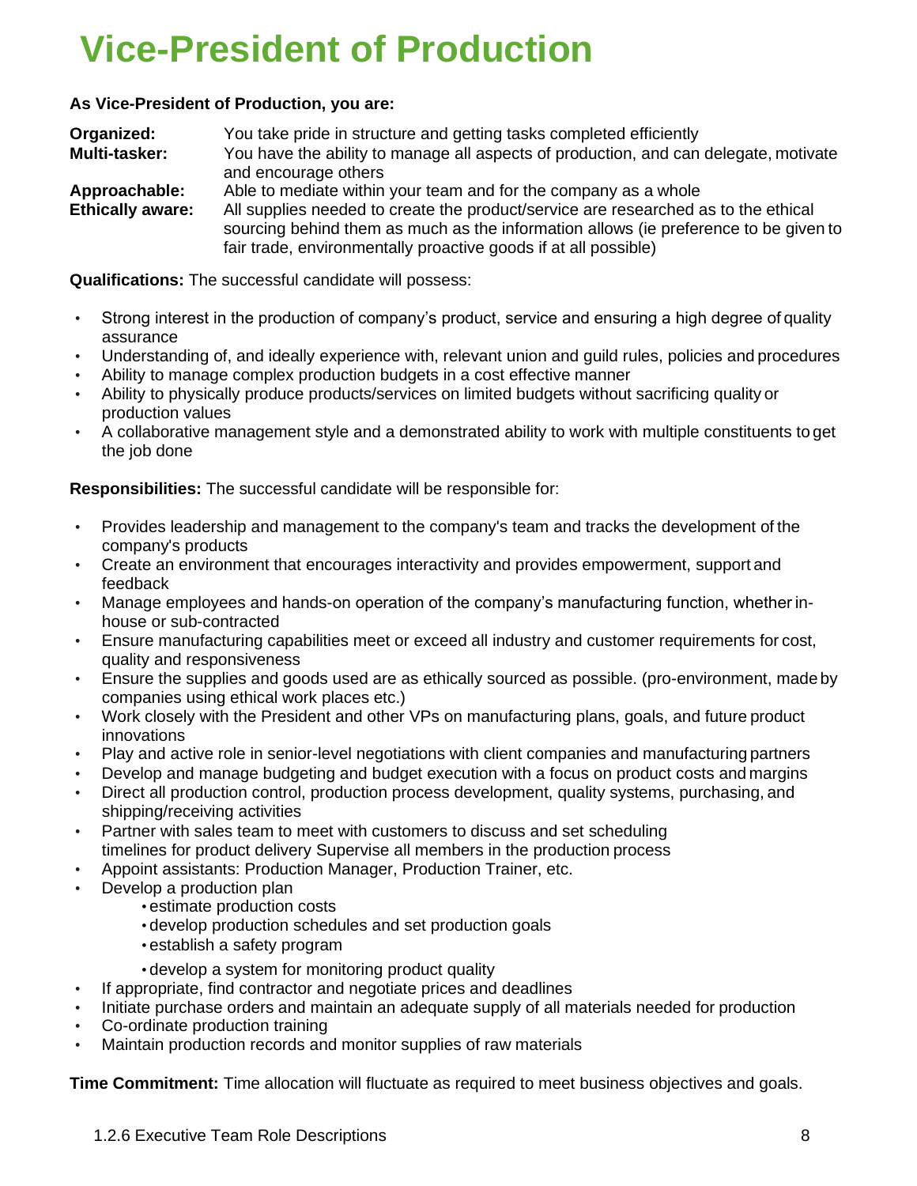# Vice-President of Production

**As Vice-President of Production, you are:**

**Organized:** You take pride in structure and getting tasks completed efficiently
**Multi-tasker:** You have the ability to manage all aspects of production, and can delegate, motivate and encourage others
**Approachable:** Able to mediate within your team and for the company as a whole
**Ethically aware:** All supplies needed to create the product/service are researched as to the ethical sourcing behind them as much as the information allows (ie preference to be given to fair trade, environmentally proactive goods if at all possible)

**Qualifications:** The successful candidate will possess:

- Strong interest in the production of company's product, service and ensuring a high degree of quality assurance
- Understanding of, and ideally experience with, relevant union and guild rules, policies and procedures
- Ability to manage complex production budgets in a cost effective manner
- Ability to physically produce products/services on limited budgets without sacrificing quality or production values
- A collaborative management style and a demonstrated ability to work with multiple constituents to get the job done

**Responsibilities:** The successful candidate will be responsible for:

- Provides leadership and management to the company's team and tracks the development of the company's products
- Create an environment that encourages interactivity and provides empowerment, support and feedback
- Manage employees and hands-on operation of the company's manufacturing function, whether in-house or sub-contracted
- Ensure manufacturing capabilities meet or exceed all industry and customer requirements for cost, quality and responsiveness
- Ensure the supplies and goods used are as ethically sourced as possible. (pro-environment, made by companies using ethical work places etc.)
- Work closely with the President and other VPs on manufacturing plans, goals, and future product innovations
- Play and active role in senior-level negotiations with client companies and manufacturing partners
- Develop and manage budgeting and budget execution with a focus on product costs and margins
- Direct all production control, production process development, quality systems, purchasing, and shipping/receiving activities
- Partner with sales team to meet with customers to discuss and set scheduling timelines for product delivery Supervise all members in the production process
- Appoint assistants: Production Manager, Production Trainer, etc.
- Develop a production plan
  - estimate production costs
  - develop production schedules and set production goals
  - establish a safety program
  - develop a system for monitoring product quality
- If appropriate, find contractor and negotiate prices and deadlines
- Initiate purchase orders and maintain an adequate supply of all materials needed for production
- Co-ordinate production training
- Maintain production records and monitor supplies of raw materials

**Time Commitment:** Time allocation will fluctuate as required to meet business objectives and goals.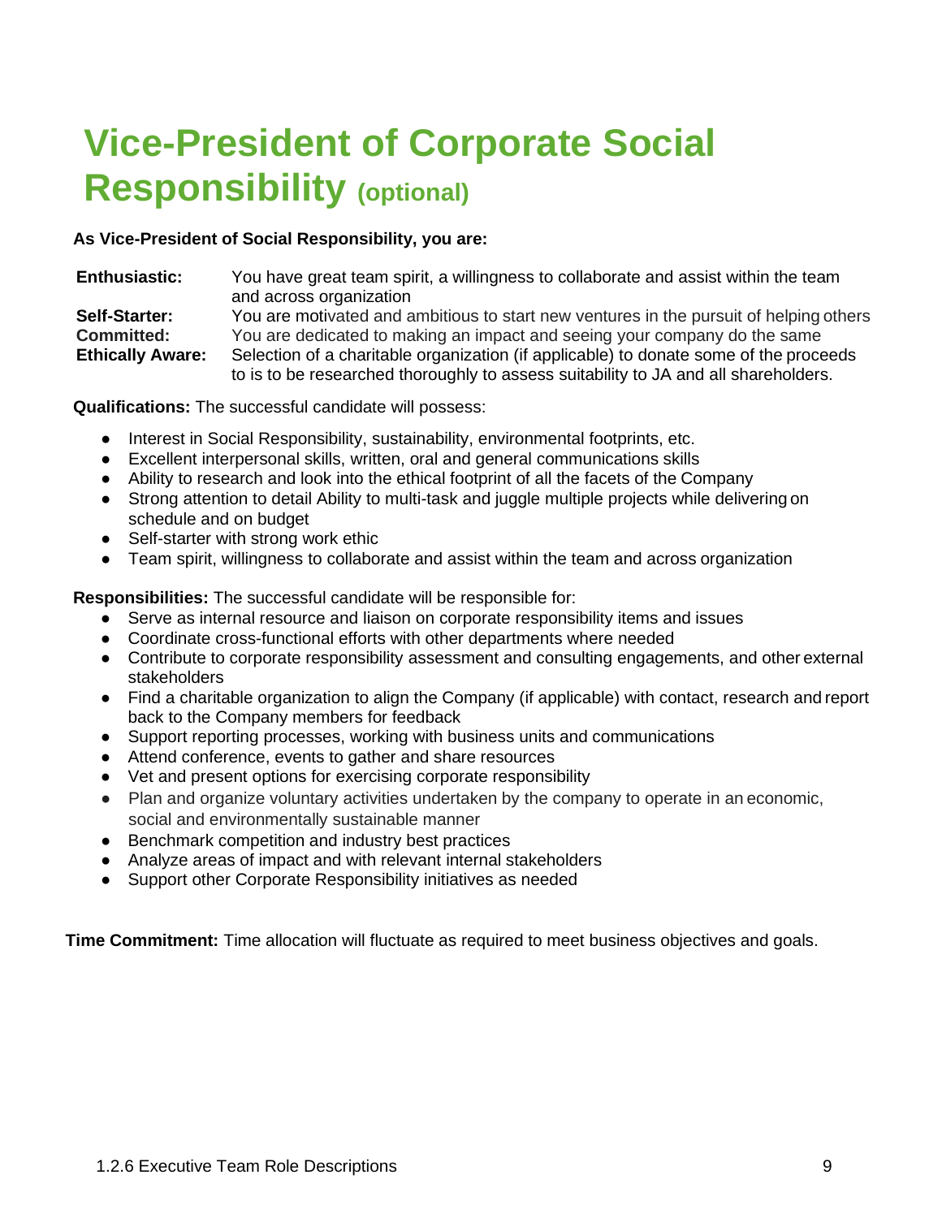# Vice-President of Corporate Social Responsibility (optional)

**As Vice-President of Social Responsibility, you are:**

| | |
|---|---|
| **Enthusiastic:** | You have great team spirit, a willingness to collaborate and assist within the team and across organization |
| **Self-Starter:** | You are motivated and ambitious to start new ventures in the pursuit of helping others |
| **Committed:** | You are dedicated to making an impact and seeing your company do the same |
| **Ethically Aware:** | Selection of a charitable organization (if applicable) to donate some of the proceeds to is to be researched thoroughly to assess suitability to JA and all shareholders. |

**Qualifications:** The successful candidate will possess:

- Interest in Social Responsibility, sustainability, environmental footprints, etc.
- Excellent interpersonal skills, written, oral and general communications skills
- Ability to research and look into the ethical footprint of all the facets of the Company
- Strong attention to detail Ability to multi-task and juggle multiple projects while delivering on schedule and on budget
- Self-starter with strong work ethic
- Team spirit, willingness to collaborate and assist within the team and across organization

**Responsibilities:** The successful candidate will be responsible for:

- Serve as internal resource and liaison on corporate responsibility items and issues
- Coordinate cross-functional efforts with other departments where needed
- Contribute to corporate responsibility assessment and consulting engagements, and other external stakeholders
- Find a charitable organization to align the Company (if applicable) with contact, research and report back to the Company members for feedback
- Support reporting processes, working with business units and communications
- Attend conference, events to gather and share resources
- Vet and present options for exercising corporate responsibility
- Plan and organize voluntary activities undertaken by the company to operate in an economic, social and environmentally sustainable manner
- Benchmark competition and industry best practices
- Analyze areas of impact and with relevant internal stakeholders
- Support other Corporate Responsibility initiatives as needed

**Time Commitment:** Time allocation will fluctuate as required to meet business objectives and goals.